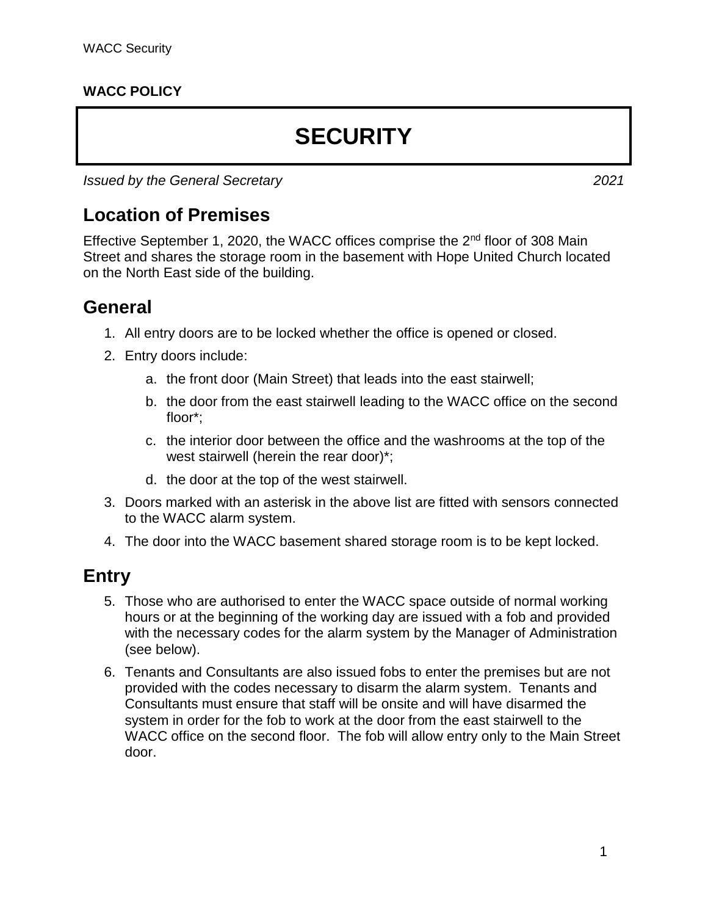**WACC POLICY**

# SECURITY

*Issued by the General Secretary* *2021*

## Location of Premises

Effective September 1, 2020, the WACC offices comprise the 2nd floor of 308 Main Street and shares the storage room in the basement with Hope United Church located on the North East side of the building.

## General

1. All entry doors are to be locked whether the office is opened or closed.
2. Entry doors include:
   a. the front door (Main Street) that leads into the east stairwell;
   b. the door from the east stairwell leading to the WACC office on the second floor*;
   c. the interior door between the office and the washrooms at the top of the west stairwell (herein the rear door)*;
   d. the door at the top of the west stairwell.
3. Doors marked with an asterisk in the above list are fitted with sensors connected to the WACC alarm system.
4. The door into the WACC basement shared storage room is to be kept locked.

## Entry

5. Those who are authorised to enter the WACC space outside of normal working hours or at the beginning of the working day are issued with a fob and provided with the necessary codes for the alarm system by the Manager of Administration (see below).
6. Tenants and Consultants are also issued fobs to enter the premises but are not provided with the codes necessary to disarm the alarm system. Tenants and Consultants must ensure that staff will be onsite and will have disarmed the system in order for the fob to work at the door from the east stairwell to the WACC office on the second floor. The fob will allow entry only to the Main Street door.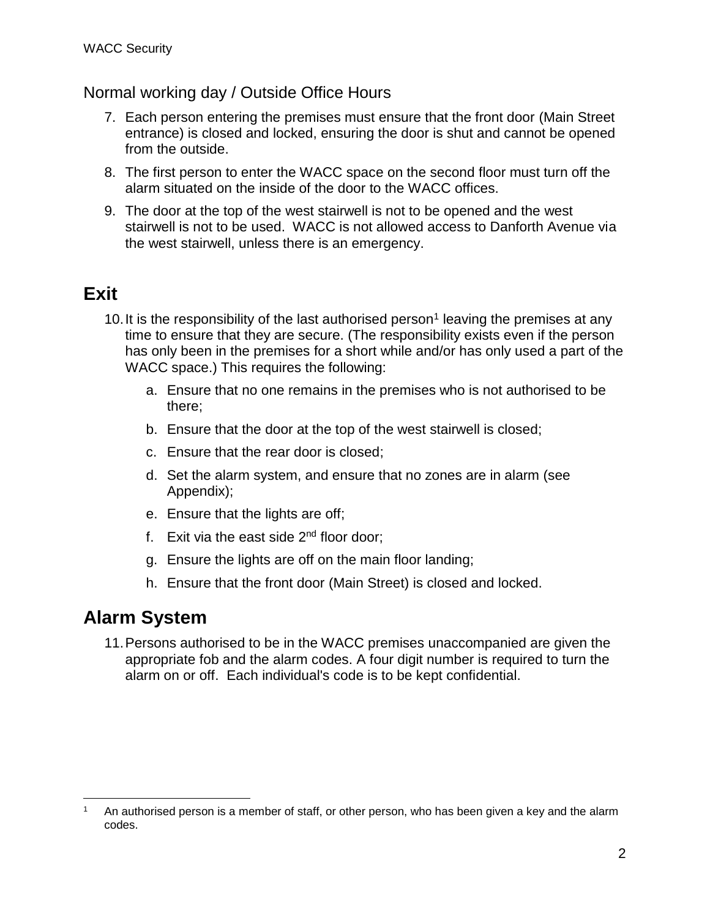## Normal working day / Outside Office Hours

7. Each person entering the premises must ensure that the front door (Main Street entrance) is closed and locked, ensuring the door is shut and cannot be opened from the outside.
8. The first person to enter the WACC space on the second floor must turn off the alarm situated on the inside of the door to the WACC offices.
9. The door at the top of the west stairwell is not to be opened and the west stairwell is not to be used. WACC is not allowed access to Danforth Avenue via the west stairwell, unless there is an emergency.

# Exit

10. It is the responsibility of the last authorised person[1] leaving the premises at any time to ensure that they are secure. (The responsibility exists even if the person has only been in the premises for a short while and/or has only used a part of the WACC space.) This requires the following:
    a. Ensure that no one remains in the premises who is not authorised to be there;
    b. Ensure that the door at the top of the west stairwell is closed;
    c. Ensure that the rear door is closed;
    d. Set the alarm system, and ensure that no zones are in alarm (see Appendix);
    e. Ensure that the lights are off;
    f. Exit via the east side 2nd floor door;
    g. Ensure the lights are off on the main floor landing;
    h. Ensure that the front door (Main Street) is closed and locked.

# Alarm System

11. Persons authorised to be in the WACC premises unaccompanied are given the appropriate fob and the alarm codes. A four digit number is required to turn the alarm on or off. Each individual's code is to be kept confidential.

---

[1] An authorised person is a member of staff, or other person, who has been given a key and the alarm codes.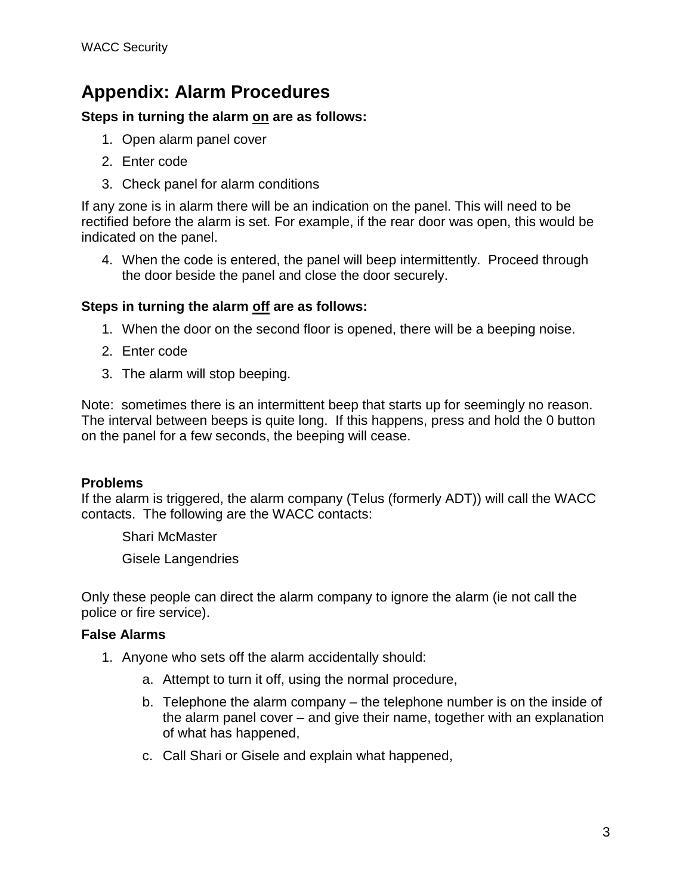# Appendix: Alarm Procedures

**Steps in turning the alarm <u>on</u> are as follows:**

1. Open alarm panel cover
2. Enter code
3. Check panel for alarm conditions

If any zone is in alarm there will be an indication on the panel. This will need to be rectified before the alarm is set. For example, if the rear door was open, this would be indicated on the panel.

4. When the code is entered, the panel will beep intermittently. Proceed through the door beside the panel and close the door securely.

**Steps in turning the alarm <u>off</u> are as follows:**

1. When the door on the second floor is opened, there will be a beeping noise.
2. Enter code
3. The alarm will stop beeping.

Note: sometimes there is an intermittent beep that starts up for seemingly no reason. The interval between beeps is quite long. If this happens, press and hold the 0 button on the panel for a few seconds, the beeping will cease.

**Problems**

If the alarm is triggered, the alarm company (Telus (formerly ADT)) will call the WACC contacts. The following are the WACC contacts:

Shari McMaster

Gisele Langendries

Only these people can direct the alarm company to ignore the alarm (ie not call the police or fire service).

**False Alarms**

1. Anyone who sets off the alarm accidentally should:
   a. Attempt to turn it off, using the normal procedure,
   b. Telephone the alarm company – the telephone number is on the inside of the alarm panel cover – and give their name, together with an explanation of what has happened,
   c. Call Shari or Gisele and explain what happened,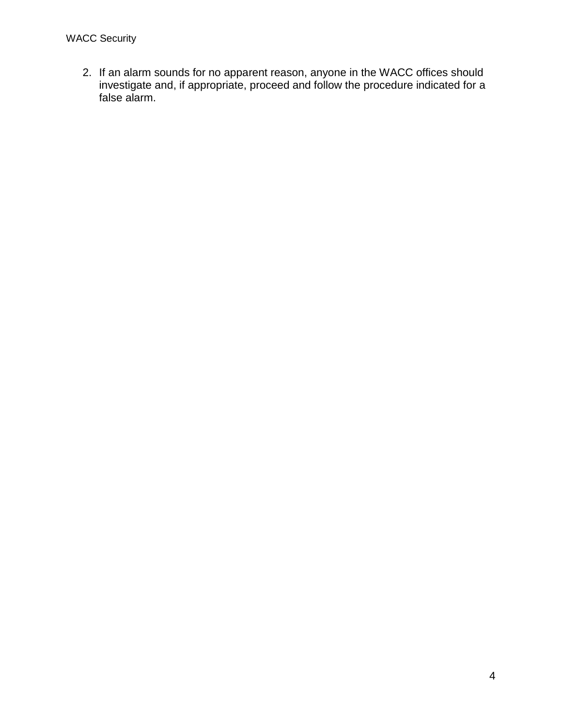2. If an alarm sounds for no apparent reason, anyone in the WACC offices should investigate and, if appropriate, proceed and follow the procedure indicated for a false alarm.